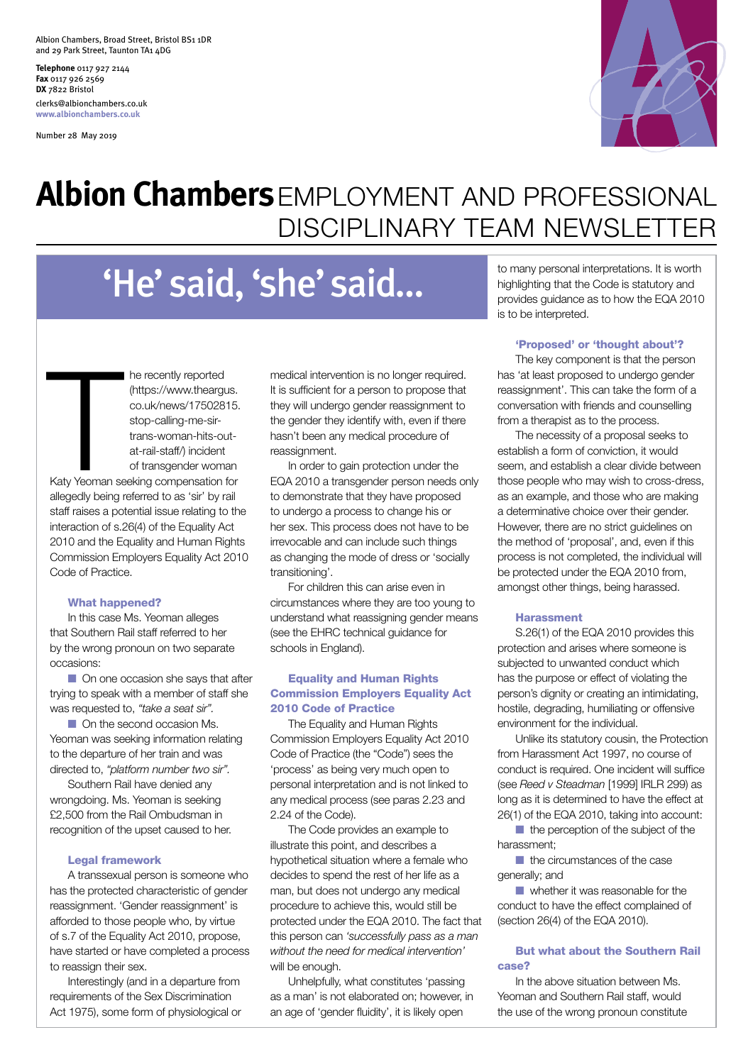Albion Chambers, Broad Street, Bristol BS1 1DR
and 29 Park Street, Taunton TA1 4DG

**Telephone** 0117 927 2144
**Fax** 0117 926 2569
**DX** 7822 Bristol

clerks@albionchambers.co.uk
www.albionchambers.co.uk

Number 28 May 2019

# Albion Chambers EMPLOYMENT AND PROFESSIONAL DISCIPLINARY TEAM NEWSLETTER

## 'He' said, 'she' said...

The recently reported (https://www.theargus.co.uk/news/17502815.stop-calling-me-sir-trans-woman-hits-out-at-rail-staff/) incident of transgender woman Katy Yeoman seeking compensation for allegedly being referred to as 'sir' by rail staff raises a potential issue relating to the interaction of s.26(4) of the Equality Act 2010 and the Equality and Human Rights Commission Employers Equality Act 2010 Code of Practice.

### What happened?

In this case Ms. Yeoman alleges that Southern Rail staff referred to her by the wrong pronoun on two separate occasions:

- On one occasion she says that after trying to speak with a member of staff she was requested to, *"take a seat sir"*.
- On the second occasion Ms. Yeoman was seeking information relating to the departure of her train and was directed to, *"platform number two sir"*.

Southern Rail have denied any wrongdoing. Ms. Yeoman is seeking £2,500 from the Rail Ombudsman in recognition of the upset caused to her.

### Legal framework

A transsexual person is someone who has the protected characteristic of gender reassignment. 'Gender reassignment' is afforded to those people who, by virtue of s.7 of the Equality Act 2010, propose, have started or have completed a process to reassign their sex.

Interestingly (and in a departure from requirements of the Sex Discrimination Act 1975), some form of physiological or medical intervention is no longer required. It is sufficient for a person to propose that they will undergo gender reassignment to the gender they identify with, even if there hasn't been any medical procedure of reassignment.

In order to gain protection under the EQA 2010 a transgender person needs only to demonstrate that they have proposed to undergo a process to change his or her sex. This process does not have to be irrevocable and can include such things as changing the mode of dress or 'socially transitioning'.

For children this can arise even in circumstances where they are too young to understand what reassigning gender means (see the EHRC technical guidance for schools in England).

### Equality and Human Rights Commission Employers Equality Act 2010 Code of Practice

The Equality and Human Rights Commission Employers Equality Act 2010 Code of Practice (the "Code") sees the 'process' as being very much open to personal interpretation and is not linked to any medical process (see paras 2.23 and 2.24 of the Code).

The Code provides an example to illustrate this point, and describes a hypothetical situation where a female who decides to spend the rest of her life as a man, but does not undergo any medical procedure to achieve this, would still be protected under the EQA 2010. The fact that this person can *'successfully pass as a man without the need for medical intervention'* will be enough.

Unhelpfully, what constitutes 'passing as a man' is not elaborated on; however, in an age of 'gender fluidity', it is likely open to many personal interpretations. It is worth highlighting that the Code is statutory and provides guidance as to how the EQA 2010 is to be interpreted.

### 'Proposed' or 'thought about'?

The key component is that the person has 'at least proposed to undergo gender reassignment'. This can take the form of a conversation with friends and counselling from a therapist as to the process.

The necessity of a proposal seeks to establish a form of conviction, it would seem, and establish a clear divide between those people who may wish to cross-dress, as an example, and those who are making a determinative choice over their gender. However, there are no strict guidelines on the method of 'proposal', and, even if this process is not completed, the individual will be protected under the EQA 2010 from, amongst other things, being harassed.

### Harassment

S.26(1) of the EQA 2010 provides this protection and arises where someone is subjected to unwanted conduct which has the purpose or effect of violating the person's dignity or creating an intimidating, hostile, degrading, humiliating or offensive environment for the individual.

Unlike its statutory cousin, the Protection from Harassment Act 1997, no course of conduct is required. One incident will suffice (see *Reed v Steadman* [1999] IRLR 299) as long as it is determined to have the effect at 26(1) of the EQA 2010, taking into account:

- the perception of the subject of the harassment;
- the circumstances of the case generally; and
- whether it was reasonable for the conduct to have the effect complained of (section 26(4) of the EQA 2010).

### But what about the Southern Rail case?

In the above situation between Ms. Yeoman and Southern Rail staff, would the use of the wrong pronoun constitute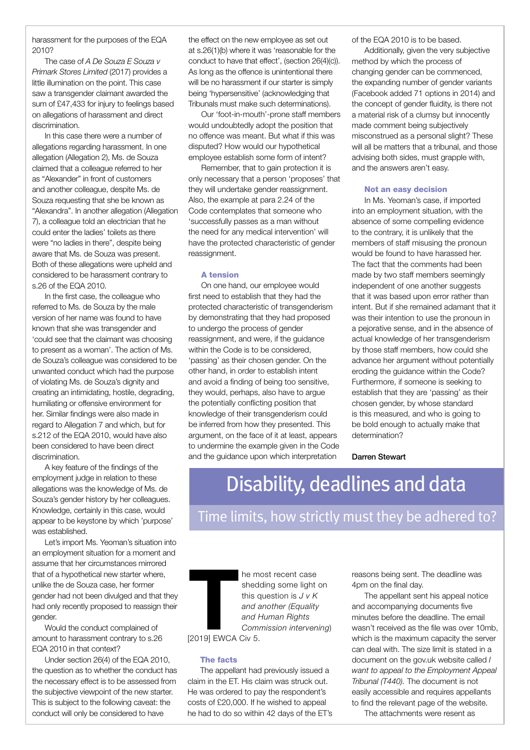harassment for the purposes of the EQA 2010?

The case of *A De Souza E Souza v Primark Stores Limited* (2017) provides a little illumination on the point. This case saw a transgender claimant awarded the sum of £47,433 for injury to feelings based on allegations of harassment and direct discrimination.

In this case there were a number of allegations regarding harassment. In one allegation (Allegation 2), Ms. de Souza claimed that a colleague referred to her as "Alexander" in front of customers and another colleague, despite Ms. de Souza requesting that she be known as "Alexandra". In another allegation (Allegation 7), a colleague told an electrician that he could enter the ladies' toilets as there were "no ladies in there", despite being aware that Ms. de Souza was present. Both of these allegations were upheld and considered to be harassment contrary to s.26 of the EQA 2010.

In the first case, the colleague who referred to Ms. de Souza by the male version of her name was found to have known that she was transgender and 'could see that the claimant was choosing to present as a woman'. The action of Ms. de Souza's colleague was considered to be unwanted conduct which had the purpose of violating Ms. de Souza's dignity and creating an intimidating, hostile, degrading, humiliating or offensive environment for her. Similar findings were also made in regard to Allegation 7 and which, but for s.212 of the EQA 2010, would have also been considered to have been direct discrimination.

A key feature of the findings of the employment judge in relation to these allegations was the knowledge of Ms. de Souza's gender history by her colleagues. Knowledge, certainly in this case, would appear to be keystone by which 'purpose' was established.

Let's import Ms. Yeoman's situation into an employment situation for a moment and assume that her circumstances mirrored that of a hypothetical new starter where, unlike the de Souza case, her former gender had not been divulged and that they had only recently proposed to reassign their gender.

Would the conduct complained of amount to harassment contrary to s.26 EQA 2010 in that context?

Under section 26(4) of the EQA 2010, the question as to whether the conduct has the necessary effect is to be assessed from the subjective viewpoint of the new starter. This is subject to the following caveat: the conduct will only be considered to have the effect on the new employee as set out at s.26(1)(b) where it was 'reasonable for the conduct to have that effect', (section 26(4)(c)). As long as the offence is unintentional there will be no harassment if our starter is simply being 'hypersensitive' (acknowledging that Tribunals must make such determinations).

Our 'foot-in-mouth'-prone staff members would undoubtedly adopt the position that no offence was meant. But what if this was disputed? How would our hypothetical employee establish some form of intent?

Remember, that to gain protection it is only necessary that a person 'proposes' that they will undertake gender reassignment. Also, the example at para 2.24 of the Code contemplates that someone who 'successfully passes as a man without the need for any medical intervention' will have the protected characteristic of gender reassignment.

### A tension

On one hand, our employee would first need to establish that they had the protected characteristic of transgenderism by demonstrating that they had proposed to undergo the process of gender reassignment, and were, if the guidance within the Code is to be considered, 'passing' as their chosen gender. On the other hand, in order to establish intent and avoid a finding of being too sensitive, they would, perhaps, also have to argue the potentially conflicting position that knowledge of their transgenderism could be inferred from how they presented. This argument, on the face of it at least, appears to undermine the example given in the Code and the guidance upon which interpretation of the EQA 2010 is to be based.

Additionally, given the very subjective method by which the process of changing gender can be commenced, the expanding number of gender variants (Facebook added 71 options in 2014) and the concept of gender fluidity, is there not a material risk of a clumsy but innocently made comment being subjectively misconstrued as a personal slight? These will all be matters that a tribunal, and those advising both sides, must grapple with, and the answers aren't easy.

### Not an easy decision

In Ms. Yeoman's case, if imported into an employment situation, with the absence of some compelling evidence to the contrary, it is unlikely that the members of staff misusing the pronoun would be found to have harassed her. The fact that the comments had been made by two staff members seemingly independent of one another suggests that it was based upon error rather than intent. But if she remained adamant that it was their intention to use the pronoun in a pejorative sense, and in the absence of actual knowledge of her transgenderism by those staff members, how could she advance her argument without potentially eroding the guidance within the Code? Furthermore, if someone is seeking to establish that they are 'passing' as their chosen gender, by whose standard is this measured, and who is going to be bold enough to actually make that determination?

**Darren Stewart**

# Disability, deadlines and data

## Time limits, how strictly must they be adhered to?

The most recent case shedding some light on this question is *J v K and another (Equality and Human Rights Commission intervening)* [2019] EWCA Civ 5.

### The facts

The appellant had previously issued a claim in the ET. His claim was struck out. He was ordered to pay the respondent's costs of £20,000. If he wished to appeal he had to do so within 42 days of the ET's reasons being sent. The deadline was 4pm on the final day.

The appellant sent his appeal notice and accompanying documents five minutes before the deadline. The email wasn't received as the file was over 10mb, which is the maximum capacity the server can deal with. The size limit is stated in a document on the gov.uk website called *I want to appeal to the Employment Appeal Tribunal (T440).* The document is not easily accessible and requires appellants to find the relevant page of the website.

The attachments were resent as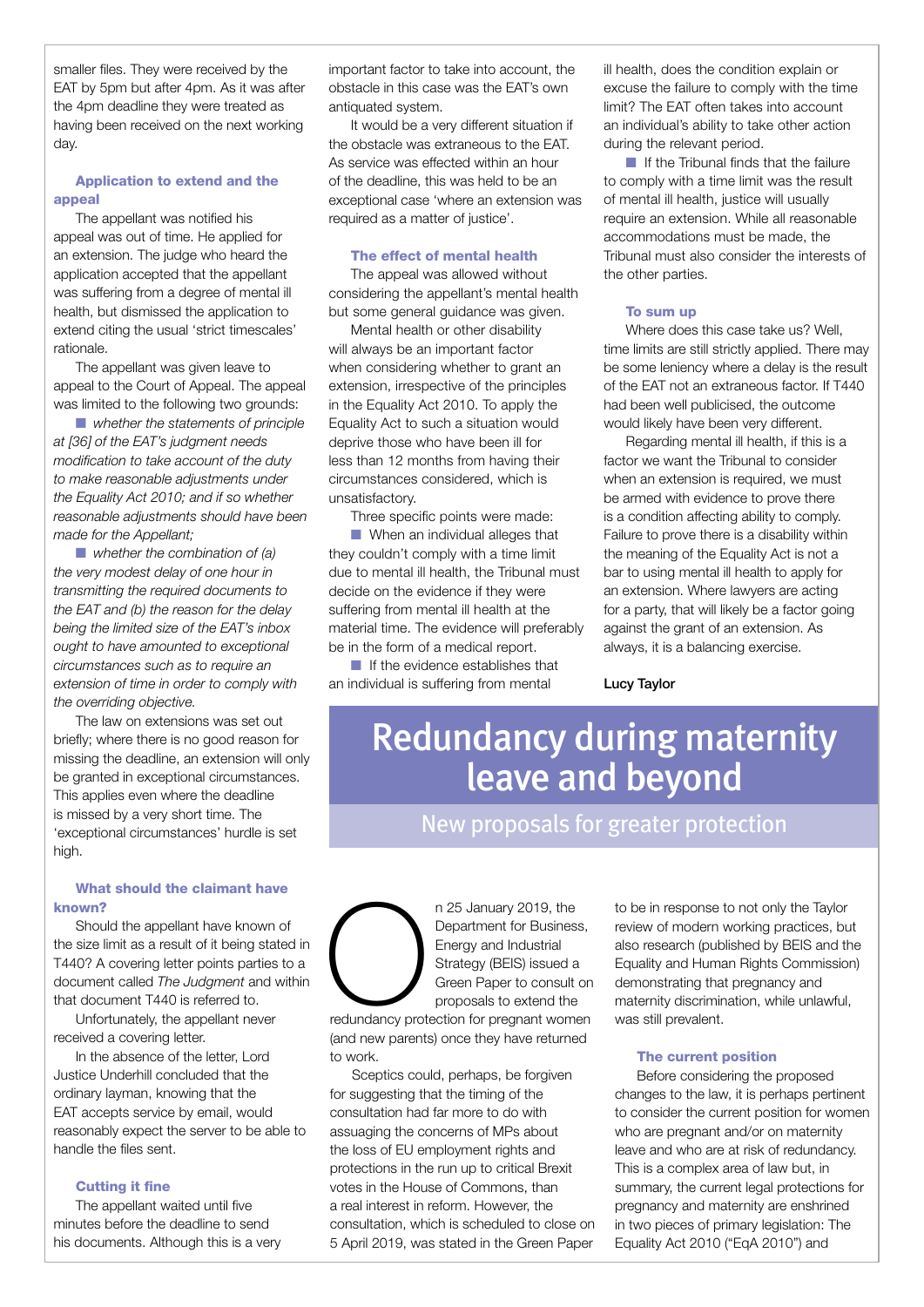smaller files. They were received by the EAT by 5pm but after 4pm. As it was after the 4pm deadline they were treated as having been received on the next working day.

### Application to extend and the appeal

The appellant was notified his appeal was out of time. He applied for an extension. The judge who heard the application accepted that the appellant was suffering from a degree of mental ill health, but dismissed the application to extend citing the usual 'strict timescales' rationale.

The appellant was given leave to appeal to the Court of Appeal. The appeal was limited to the following two grounds:

- *whether the statements of principle at [36] of the EAT's judgment needs modification to take account of the duty to make reasonable adjustments under the Equality Act 2010; and if so whether reasonable adjustments should have been made for the Appellant;*
- *whether the combination of (a) the very modest delay of one hour in transmitting the required documents to the EAT and (b) the reason for the delay being the limited size of the EAT's inbox ought to have amounted to exceptional circumstances such as to require an extension of time in order to comply with the overriding objective.*

The law on extensions was set out briefly; where there is no good reason for missing the deadline, an extension will only be granted in exceptional circumstances. This applies even where the deadline is missed by a very short time. The 'exceptional circumstances' hurdle is set high.

### What should the claimant have known?

Should the appellant have known of the size limit as a result of it being stated in T440? A covering letter points parties to a document called *The Judgment* and within that document T440 is referred to.

Unfortunately, the appellant never received a covering letter.

In the absence of the letter, Lord Justice Underhill concluded that the ordinary layman, knowing that the EAT accepts service by email, would reasonably expect the server to be able to handle the files sent.

### Cutting it fine

The appellant waited until five minutes before the deadline to send his documents. Although this is a very important factor to take into account, the obstacle in this case was the EAT's own antiquated system.

It would be a very different situation if the obstacle was extraneous to the EAT. As service was effected within an hour of the deadline, this was held to be an exceptional case 'where an extension was required as a matter of justice'.

### The effect of mental health

The appeal was allowed without considering the appellant's mental health but some general guidance was given.

Mental health or other disability will always be an important factor when considering whether to grant an extension, irrespective of the principles in the Equality Act 2010. To apply the Equality Act to such a situation would deprive those who have been ill for less than 12 months from having their circumstances considered, which is unsatisfactory.

Three specific points were made:

- When an individual alleges that they couldn't comply with a time limit due to mental ill health, the Tribunal must decide on the evidence if they were suffering from mental ill health at the material time. The evidence will preferably be in the form of a medical report.
- If the evidence establishes that an individual is suffering from mental ill health, does the condition explain or excuse the failure to comply with the time limit? The EAT often takes into account an individual's ability to take other action during the relevant period.
- If the Tribunal finds that the failure to comply with a time limit was the result of mental ill health, justice will usually require an extension. While all reasonable accommodations must be made, the Tribunal must also consider the interests of the other parties.

### To sum up

Where does this case take us? Well, time limits are still strictly applied. There may be some leniency where a delay is the result of the EAT not an extraneous factor. If T440 had been well publicised, the outcome would likely have been very different.

Regarding mental ill health, if this is a factor we want the Tribunal to consider when an extension is required, we must be armed with evidence to prove there is a condition affecting ability to comply. Failure to prove there is a disability within the meaning of the Equality Act is not a bar to using mental ill health to apply for an extension. Where lawyers are acting for a party, that will likely be a factor going against the grant of an extension. As always, it is a balancing exercise.

**Lucy Taylor**

# Redundancy during maternity leave and beyond

## New proposals for greater protection

On 25 January 2019, the Department for Business, Energy and Industrial Strategy (BEIS) issued a Green Paper to consult on proposals to extend the redundancy protection for pregnant women (and new parents) once they have returned to work.

Sceptics could, perhaps, be forgiven for suggesting that the timing of the consultation had far more to do with assuaging the concerns of MPs about the loss of EU employment rights and protections in the run up to critical Brexit votes in the House of Commons, than a real interest in reform. However, the consultation, which is scheduled to close on 5 April 2019, was stated in the Green Paper to be in response to not only the Taylor review of modern working practices, but also research (published by BEIS and the Equality and Human Rights Commission) demonstrating that pregnancy and maternity discrimination, while unlawful, was still prevalent.

### The current position

Before considering the proposed changes to the law, it is perhaps pertinent to consider the current position for women who are pregnant and/or on maternity leave and who are at risk of redundancy. This is a complex area of law but, in summary, the current legal protections for pregnancy and maternity are enshrined in two pieces of primary legislation: The Equality Act 2010 ("EqA 2010") and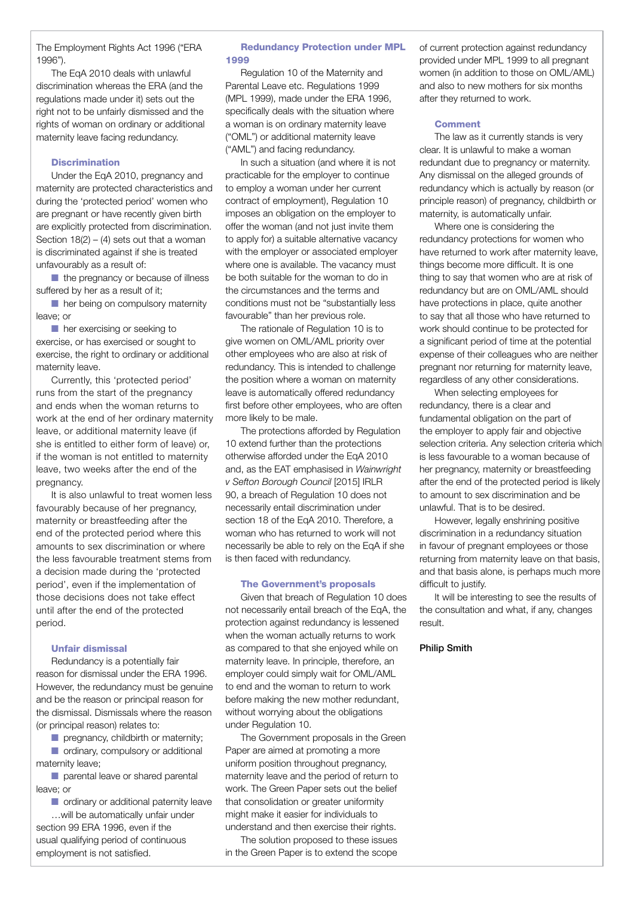The Employment Rights Act 1996 ("ERA 1996").

The EqA 2010 deals with unlawful discrimination whereas the ERA (and the regulations made under it) sets out the right not to be unfairly dismissed and the rights of woman on ordinary or additional maternity leave facing redundancy.

### Discrimination

Under the EqA 2010, pregnancy and maternity are protected characteristics and during the 'protected period' women who are pregnant or have recently given birth are explicitly protected from discrimination. Section 18(2) – (4) sets out that a woman is discriminated against if she is treated unfavourably as a result of:

- the pregnancy or because of illness suffered by her as a result of it;
- her being on compulsory maternity leave; or
- her exercising or seeking to exercise, or has exercised or sought to exercise, the right to ordinary or additional maternity leave.

Currently, this 'protected period' runs from the start of the pregnancy and ends when the woman returns to work at the end of her ordinary maternity leave, or additional maternity leave (if she is entitled to either form of leave) or, if the woman is not entitled to maternity leave, two weeks after the end of the pregnancy.

It is also unlawful to treat women less favourably because of her pregnancy, maternity or breastfeeding after the end of the protected period where this amounts to sex discrimination or where the less favourable treatment stems from a decision made during the 'protected period', even if the implementation of those decisions does not take effect until after the end of the protected period.

### Unfair dismissal

Redundancy is a potentially fair reason for dismissal under the ERA 1996. However, the redundancy must be genuine and be the reason or principal reason for the dismissal. Dismissals where the reason (or principal reason) relates to:

- pregnancy, childbirth or maternity;
- ordinary, compulsory or additional maternity leave;
- parental leave or shared parental leave; or
- ordinary or additional paternity leave

…will be automatically unfair under section 99 ERA 1996, even if the usual qualifying period of continuous employment is not satisfied.

### Redundancy Protection under MPL 1999

Regulation 10 of the Maternity and Parental Leave etc. Regulations 1999 (MPL 1999), made under the ERA 1996, specifically deals with the situation where a woman is on ordinary maternity leave ("OML") or additional maternity leave ("AML") and facing redundancy.

In such a situation (and where it is not practicable for the employer to continue to employ a woman under her current contract of employment), Regulation 10 imposes an obligation on the employer to offer the woman (and not just invite them to apply for) a suitable alternative vacancy with the employer or associated employer where one is available. The vacancy must be both suitable for the woman to do in the circumstances and the terms and conditions must not be "substantially less favourable" than her previous role.

The rationale of Regulation 10 is to give women on OML/AML priority over other employees who are also at risk of redundancy. This is intended to challenge the position where a woman on maternity leave is automatically offered redundancy first before other employees, who are often more likely to be male.

The protections afforded by Regulation 10 extend further than the protections otherwise afforded under the EqA 2010 and, as the EAT emphasised in *Wainwright v Sefton Borough Council* [2015] IRLR 90, a breach of Regulation 10 does not necessarily entail discrimination under section 18 of the EqA 2010. Therefore, a woman who has returned to work will not necessarily be able to rely on the EqA if she is then faced with redundancy.

### The Government's proposals

Given that breach of Regulation 10 does not necessarily entail breach of the EqA, the protection against redundancy is lessened when the woman actually returns to work as compared to that she enjoyed while on maternity leave. In principle, therefore, an employer could simply wait for OML/AML to end and the woman to return to work before making the new mother redundant, without worrying about the obligations under Regulation 10.

The Government proposals in the Green Paper are aimed at promoting a more uniform position throughout pregnancy, maternity leave and the period of return to work. The Green Paper sets out the belief that consolidation or greater uniformity might make it easier for individuals to understand and then exercise their rights.

The solution proposed to these issues in the Green Paper is to extend the scope of current protection against redundancy provided under MPL 1999 to all pregnant women (in addition to those on OML/AML) and also to new mothers for six months after they returned to work.

### Comment

The law as it currently stands is very clear. It is unlawful to make a woman redundant due to pregnancy or maternity. Any dismissal on the alleged grounds of redundancy which is actually by reason (or principle reason) of pregnancy, childbirth or maternity, is automatically unfair.

Where one is considering the redundancy protections for women who have returned to work after maternity leave, things become more difficult. It is one thing to say that women who are at risk of redundancy but are on OML/AML should have protections in place, quite another to say that all those who have returned to work should continue to be protected for a significant period of time at the potential expense of their colleagues who are neither pregnant nor returning for maternity leave, regardless of any other considerations.

When selecting employees for redundancy, there is a clear and fundamental obligation on the part of the employer to apply fair and objective selection criteria. Any selection criteria which is less favourable to a woman because of her pregnancy, maternity or breastfeeding after the end of the protected period is likely to amount to sex discrimination and be unlawful. That is to be desired.

However, legally enshrining positive discrimination in a redundancy situation in favour of pregnant employees or those returning from maternity leave on that basis, and that basis alone, is perhaps much more difficult to justify.

It will be interesting to see the results of the consultation and what, if any, changes result.

**Philip Smith**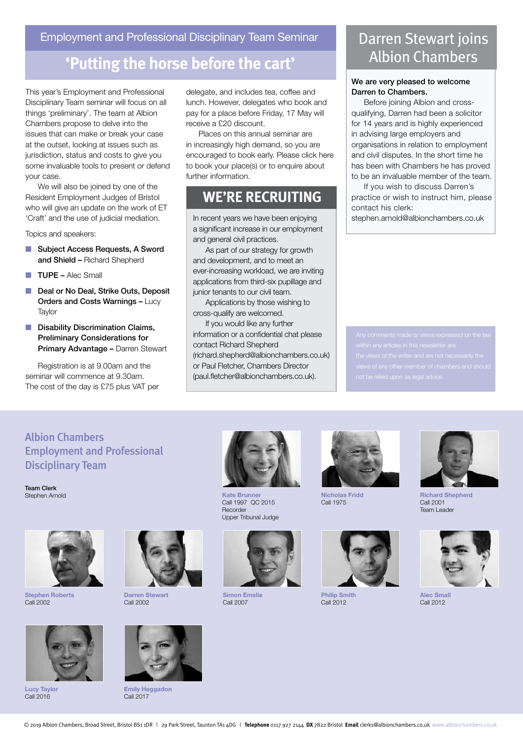## Employment and Professional Disciplinary Team Seminar

# 'Putting the horse before the cart'

This year's Employment and Professional Disciplinary Team seminar will focus on all things 'preliminary'. The team at Albion Chambers propose to delve into the issues that can make or break your case at the outset, looking at issues such as jurisdiction, status and costs to give you some invaluable tools to present or defend your case.

We will also be joined by one of the Resident Employment Judges of Bristol who will give an update on the work of ET 'Craft' and the use of judicial mediation.

Topics and speakers:

- **Subject Access Requests, A Sword and Shield –** Richard Shepherd
- **TUPE –** Alec Small
- **Deal or No Deal, Strike Outs, Deposit Orders and Costs Warnings –** Lucy Taylor
- **Disability Discrimination Claims, Preliminary Considerations for Primary Advantage –** Darren Stewart

Registration is at 9.00am and the seminar will commence at 9.30am. The cost of the day is £75 plus VAT per delegate, and includes tea, coffee and lunch. However, delegates who book and pay for a place before Friday, 17 May will receive a £20 discount.

Places on this annual seminar are in increasingly high demand, so you are encouraged to book early. Please click here to book your place(s) or to enquire about further information.

## WE'RE RECRUITING

In recent years we have been enjoying a significant increase in our employment and general civil practices.

As part of our strategy for growth and development, and to meet an ever-increasing workload, we are inviting applications from third-six pupillage and junior tenants to our civil team.

Applications by those wishing to cross-qualify are welcomed.

If you would like any further information or a confidential chat please contact Richard Shepherd (richard.shepherd@albionchambers.co.uk) or Paul Fletcher, Chambers Director (paul.fletcher@albionchambers.co.uk).

## Darren Stewart joins Albion Chambers

**We are very pleased to welcome Darren to Chambers.**

Before joining Albion and cross-qualifying, Darren had been a solicitor for 14 years and is highly experienced in advising large employers and organisations in relation to employment and civil disputes. In the short time he has been with Chambers he has proved to be an invaluable member of the team.

If you wish to discuss Darren's practice or wish to instruct him, please contact his clerk: stephen.arnold@albionchambers.co.uk

Any comments made or views expressed on the law within any articles in this newsletter are the views of the writer and are not necessarily the views of any other member of chambers and should not be relied upon as legal advice.

## Albion Chambers Employment and Professional Disciplinary Team

**Team Clerk**
Stephen Arnold

**Kate Brunner**
Call 1997 QC 2015
Recorder
Upper Tribunal Judge

**Nicholas Fridd**
Call 1975

**Richard Shepherd**
Call 2001
Team Leader

**Stephen Roberts**
Call 2002

**Darren Stewart**
Call 2002

**Simon Emslie**
Call 2007

**Philip Smith**
Call 2012

**Alec Small**
Call 2012

**Lucy Taylor**
Call 2016

**Emily Heggadon**
Call 2017

© 2019 Albion Chambers, Broad Street, Bristol BS1 1DR | 29 Park Street, Taunton TA1 4DG | **Telephone** 0117 927 2144 **DX** 7822 Bristol **Email** clerks@albionchambers.co.uk www.albionchambers.co.uk